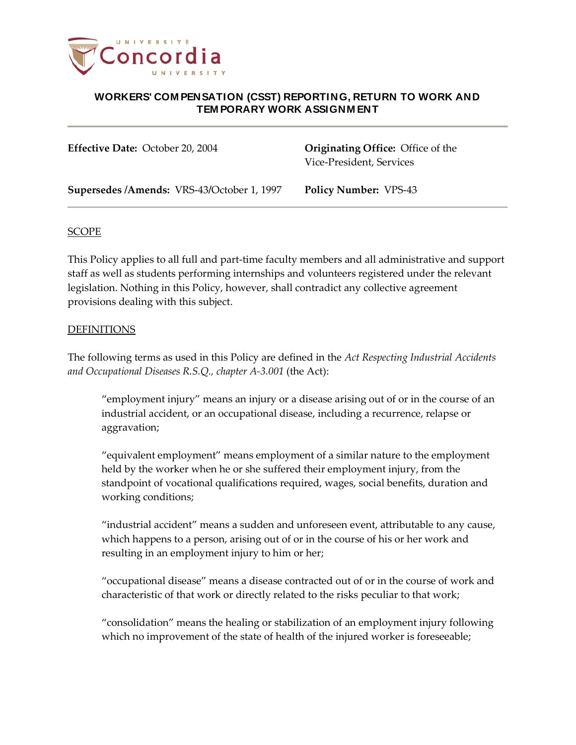# WORKERS' COMPENSATION (CSST) REPORTING, RETURN TO WORK AND TEMPORARY WORK ASSIGNMENT

**Effective Date:** October 20, 2004

**Originating Office:** Office of the Vice-President, Services

**Supersedes /Amends:** VRS-43/October 1, 1997

**Policy Number:** VPS-43

## SCOPE

This Policy applies to all full and part-time faculty members and all administrative and support staff as well as students performing internships and volunteers registered under the relevant legislation. Nothing in this Policy, however, shall contradict any collective agreement provisions dealing with this subject.

## DEFINITIONS

The following terms as used in this Policy are defined in the *Act Respecting Industrial Accidents and Occupational Diseases R.S.Q., chapter A-3.001* (the Act):

> "employment injury" means an injury or a disease arising out of or in the course of an industrial accident, or an occupational disease, including a recurrence, relapse or aggravation;
>
> "equivalent employment" means employment of a similar nature to the employment held by the worker when he or she suffered their employment injury, from the standpoint of vocational qualifications required, wages, social benefits, duration and working conditions;
>
> "industrial accident" means a sudden and unforeseen event, attributable to any cause, which happens to a person, arising out of or in the course of his or her work and resulting in an employment injury to him or her;
>
> "occupational disease" means a disease contracted out of or in the course of work and characteristic of that work or directly related to the risks peculiar to that work;
>
> "consolidation" means the healing or stabilization of an employment injury following which no improvement of the state of health of the injured worker is foreseeable;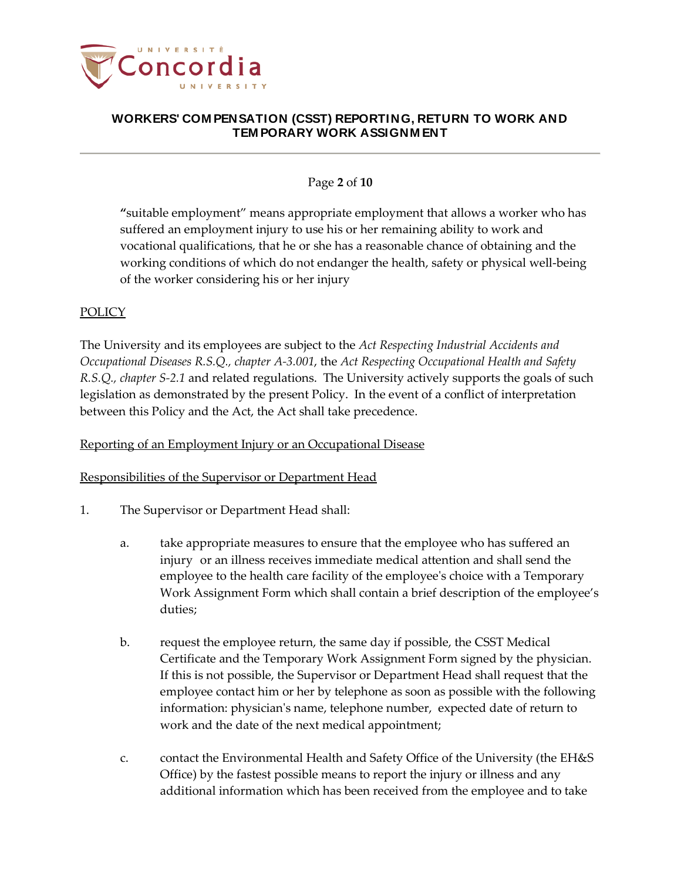"suitable employment" means appropriate employment that allows a worker who has suffered an employment injury to use his or her remaining ability to work and vocational qualifications, that he or she has a reasonable chance of obtaining and the working conditions of which do not endanger the health, safety or physical well-being of the worker considering his or her injury

## POLICY

The University and its employees are subject to the *Act Respecting Industrial Accidents and Occupational Diseases R.S.Q., chapter A-3.001*, the *Act Respecting Occupational Health and Safety R.S.Q., chapter S-2.1* and related regulations. The University actively supports the goals of such legislation as demonstrated by the present Policy. In the event of a conflict of interpretation between this Policy and the Act, the Act shall take precedence.

### Reporting of an Employment Injury or an Occupational Disease

### Responsibilities of the Supervisor or Department Head

1. The Supervisor or Department Head shall:

   a. take appropriate measures to ensure that the employee who has suffered an injury or an illness receives immediate medical attention and shall send the employee to the health care facility of the employee's choice with a Temporary Work Assignment Form which shall contain a brief description of the employee's duties;

   b. request the employee return, the same day if possible, the CSST Medical Certificate and the Temporary Work Assignment Form signed by the physician. If this is not possible, the Supervisor or Department Head shall request that the employee contact him or her by telephone as soon as possible with the following information: physician's name, telephone number, expected date of return to work and the date of the next medical appointment;

   c. contact the Environmental Health and Safety Office of the University (the EH&S Office) by the fastest possible means to report the injury or illness and any additional information which has been received from the employee and to take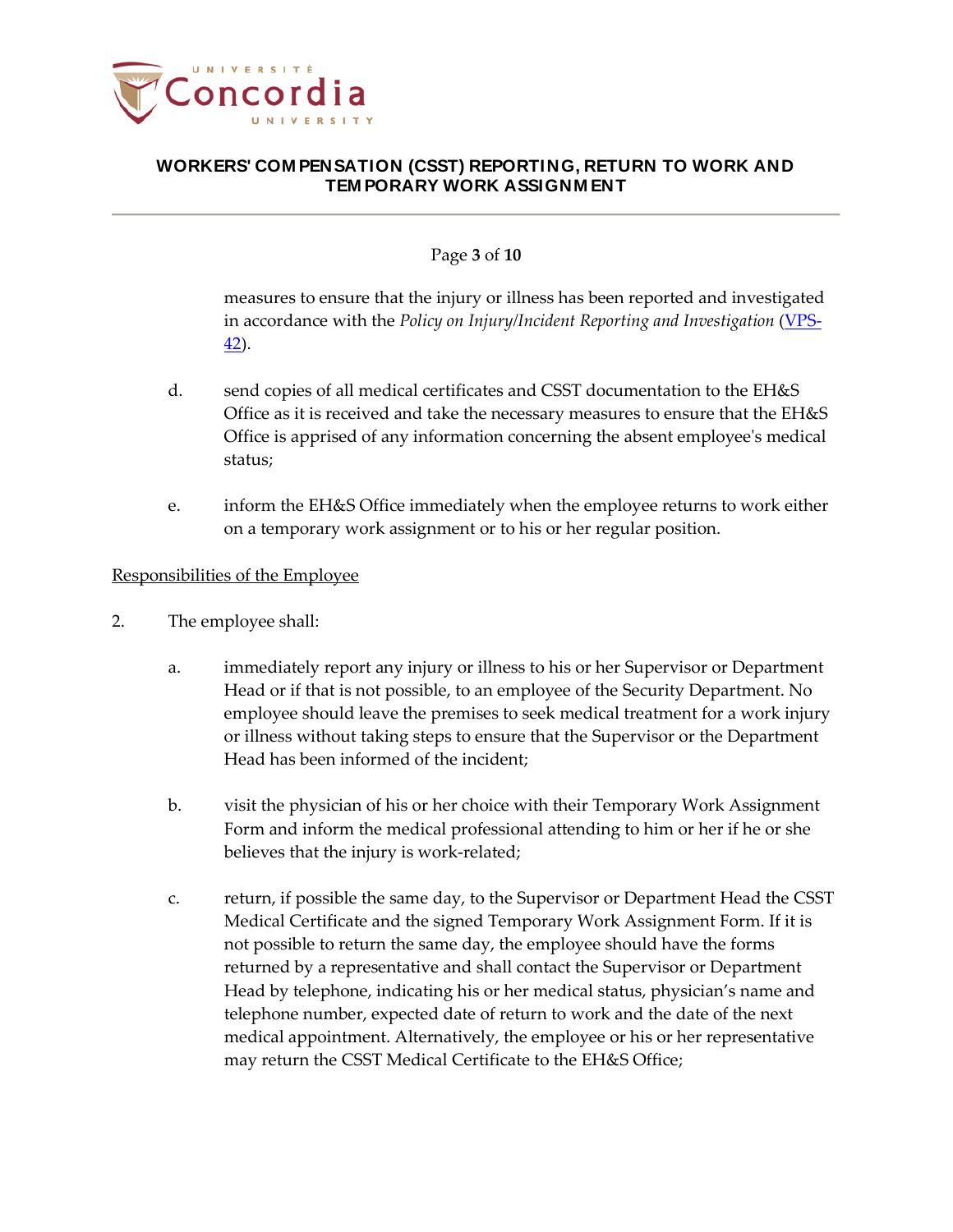measures to ensure that the injury or illness has been reported and investigated in accordance with the *Policy on Injury/Incident Reporting and Investigation* (VPS-42).

d. send copies of all medical certificates and CSST documentation to the EH&S Office as it is received and take the necessary measures to ensure that the EH&S Office is apprised of any information concerning the absent employee's medical status;

e. inform the EH&S Office immediately when the employee returns to work either on a temporary work assignment or to his or her regular position.

<u>Responsibilities of the Employee</u>

2. The employee shall:

   a. immediately report any injury or illness to his or her Supervisor or Department Head or if that is not possible, to an employee of the Security Department. No employee should leave the premises to seek medical treatment for a work injury or illness without taking steps to ensure that the Supervisor or the Department Head has been informed of the incident;

   b. visit the physician of his or her choice with their Temporary Work Assignment Form and inform the medical professional attending to him or her if he or she believes that the injury is work-related;

   c. return, if possible the same day, to the Supervisor or Department Head the CSST Medical Certificate and the signed Temporary Work Assignment Form. If it is not possible to return the same day, the employee should have the forms returned by a representative and shall contact the Supervisor or Department Head by telephone, indicating his or her medical status, physician's name and telephone number, expected date of return to work and the date of the next medical appointment. Alternatively, the employee or his or her representative may return the CSST Medical Certificate to the EH&S Office;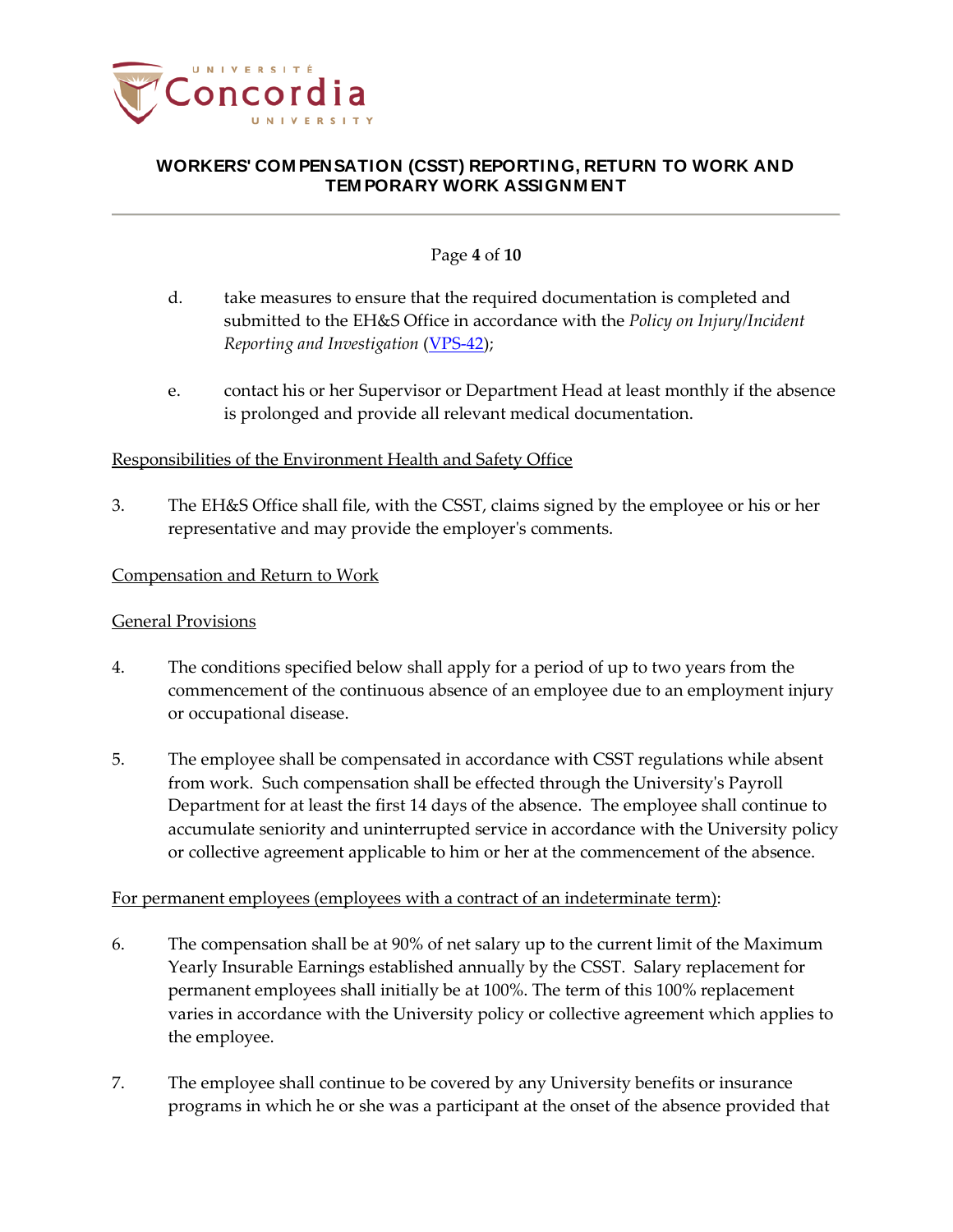d. take measures to ensure that the required documentation is completed and submitted to the EH&S Office in accordance with the *Policy on Injury/Incident Reporting and Investigation* (VPS-42);

e. contact his or her Supervisor or Department Head at least monthly if the absence is prolonged and provide all relevant medical documentation.

<u>Responsibilities of the Environment Health and Safety Office</u>

3. The EH&S Office shall file, with the CSST, claims signed by the employee or his or her representative and may provide the employer's comments.

<u>Compensation and Return to Work</u>

<u>General Provisions</u>

4. The conditions specified below shall apply for a period of up to two years from the commencement of the continuous absence of an employee due to an employment injury or occupational disease.

5. The employee shall be compensated in accordance with CSST regulations while absent from work. Such compensation shall be effected through the University's Payroll Department for at least the first 14 days of the absence. The employee shall continue to accumulate seniority and uninterrupted service in accordance with the University policy or collective agreement applicable to him or her at the commencement of the absence.

<u>For permanent employees (employees with a contract of an indeterminate term)</u>:

6. The compensation shall be at 90% of net salary up to the current limit of the Maximum Yearly Insurable Earnings established annually by the CSST. Salary replacement for permanent employees shall initially be at 100%. The term of this 100% replacement varies in accordance with the University policy or collective agreement which applies to the employee.

7. The employee shall continue to be covered by any University benefits or insurance programs in which he or she was a participant at the onset of the absence provided that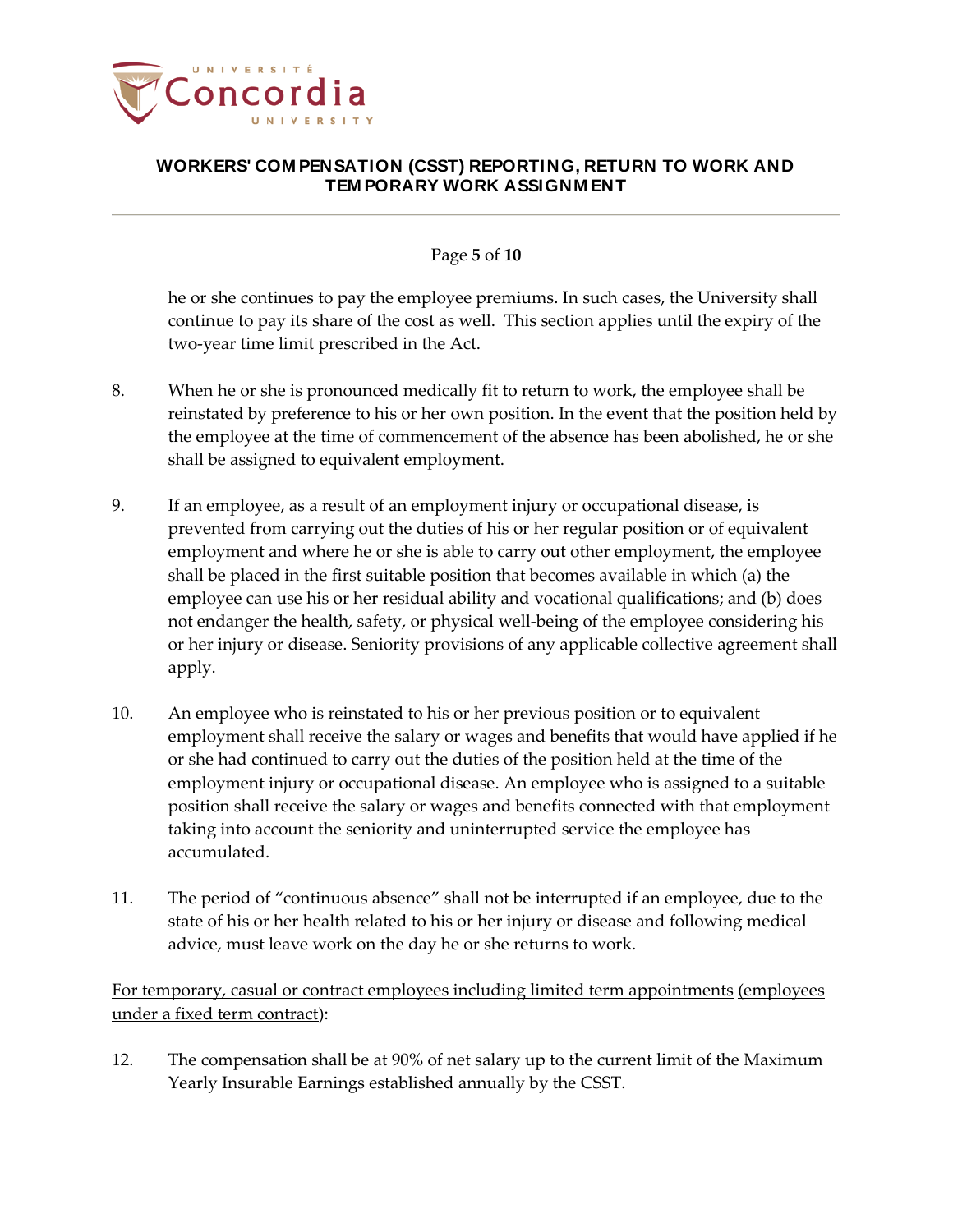he or she continues to pay the employee premiums. In such cases, the University shall continue to pay its share of the cost as well. This section applies until the expiry of the two-year time limit prescribed in the Act.

8. When he or she is pronounced medically fit to return to work, the employee shall be reinstated by preference to his or her own position. In the event that the position held by the employee at the time of commencement of the absence has been abolished, he or she shall be assigned to equivalent employment.

9. If an employee, as a result of an employment injury or occupational disease, is prevented from carrying out the duties of his or her regular position or of equivalent employment and where he or she is able to carry out other employment, the employee shall be placed in the first suitable position that becomes available in which (a) the employee can use his or her residual ability and vocational qualifications; and (b) does not endanger the health, safety, or physical well-being of the employee considering his or her injury or disease. Seniority provisions of any applicable collective agreement shall apply.

10. An employee who is reinstated to his or her previous position or to equivalent employment shall receive the salary or wages and benefits that would have applied if he or she had continued to carry out the duties of the position held at the time of the employment injury or occupational disease. An employee who is assigned to a suitable position shall receive the salary or wages and benefits connected with that employment taking into account the seniority and uninterrupted service the employee has accumulated.

11. The period of "continuous absence" shall not be interrupted if an employee, due to the state of his or her health related to his or her injury or disease and following medical advice, must leave work on the day he or she returns to work.

<u>For temporary, casual or contract employees including limited term appointments (employees under a fixed term contract)</u>:

12. The compensation shall be at 90% of net salary up to the current limit of the Maximum Yearly Insurable Earnings established annually by the CSST.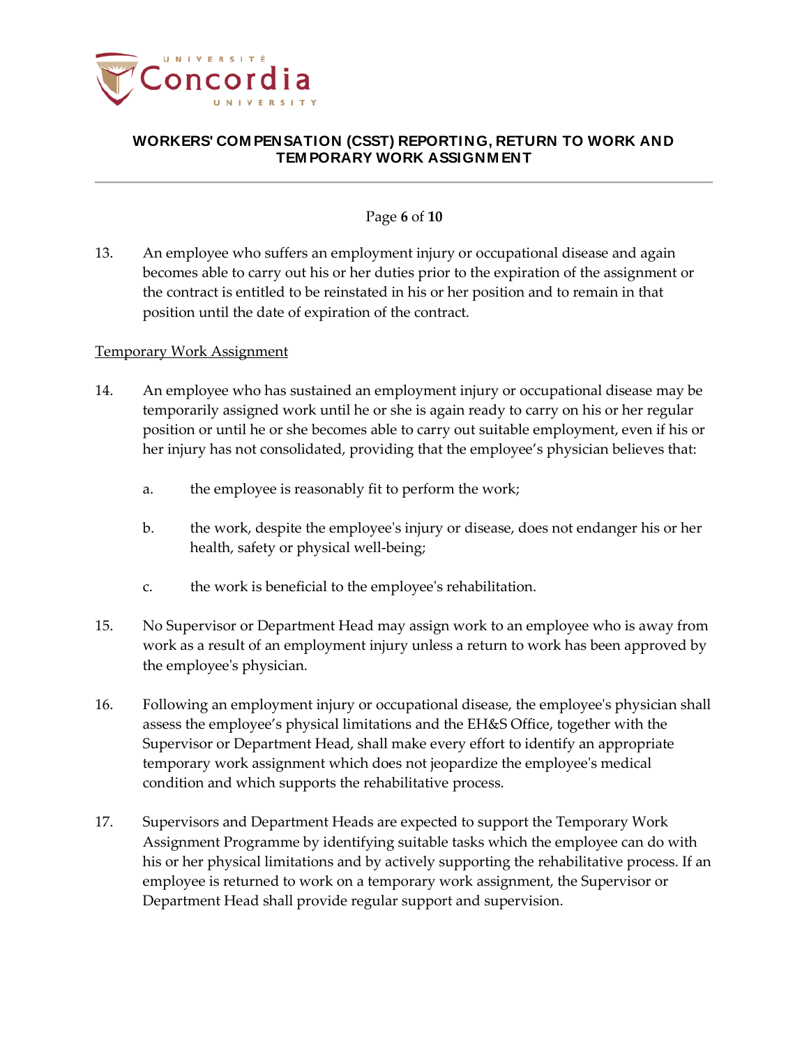13. An employee who suffers an employment injury or occupational disease and again becomes able to carry out his or her duties prior to the expiration of the assignment or the contract is entitled to be reinstated in his or her position and to remain in that position until the date of expiration of the contract.

<u>Temporary Work Assignment</u>

14. An employee who has sustained an employment injury or occupational disease may be temporarily assigned work until he or she is again ready to carry on his or her regular position or until he or she becomes able to carry out suitable employment, even if his or her injury has not consolidated, providing that the employee's physician believes that:

    a. the employee is reasonably fit to perform the work;

    b. the work, despite the employee's injury or disease, does not endanger his or her health, safety or physical well-being;

    c. the work is beneficial to the employee's rehabilitation.

15. No Supervisor or Department Head may assign work to an employee who is away from work as a result of an employment injury unless a return to work has been approved by the employee's physician.

16. Following an employment injury or occupational disease, the employee's physician shall assess the employee's physical limitations and the EH&S Office, together with the Supervisor or Department Head, shall make every effort to identify an appropriate temporary work assignment which does not jeopardize the employee's medical condition and which supports the rehabilitative process.

17. Supervisors and Department Heads are expected to support the Temporary Work Assignment Programme by identifying suitable tasks which the employee can do with his or her physical limitations and by actively supporting the rehabilitative process. If an employee is returned to work on a temporary work assignment, the Supervisor or Department Head shall provide regular support and supervision.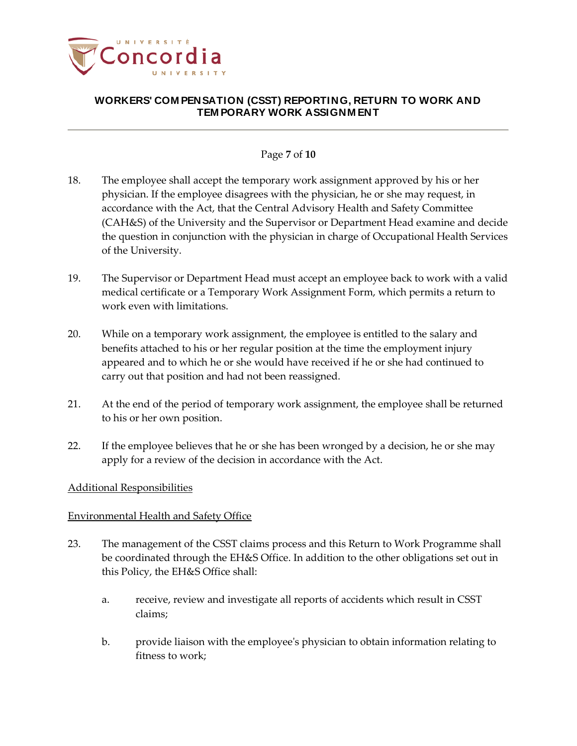18. The employee shall accept the temporary work assignment approved by his or her physician. If the employee disagrees with the physician, he or she may request, in accordance with the Act, that the Central Advisory Health and Safety Committee (CAH&S) of the University and the Supervisor or Department Head examine and decide the question in conjunction with the physician in charge of Occupational Health Services of the University.

19. The Supervisor or Department Head must accept an employee back to work with a valid medical certificate or a Temporary Work Assignment Form, which permits a return to work even with limitations.

20. While on a temporary work assignment, the employee is entitled to the salary and benefits attached to his or her regular position at the time the employment injury appeared and to which he or she would have received if he or she had continued to carry out that position and had not been reassigned.

21. At the end of the period of temporary work assignment, the employee shall be returned to his or her own position.

22. If the employee believes that he or she has been wronged by a decision, he or she may apply for a review of the decision in accordance with the Act.

<u>Additional Responsibilities</u>

<u>Environmental Health and Safety Office</u>

23. The management of the CSST claims process and this Return to Work Programme shall be coordinated through the EH&S Office. In addition to the other obligations set out in this Policy, the EH&S Office shall:

    a. receive, review and investigate all reports of accidents which result in CSST claims;

    b. provide liaison with the employee's physician to obtain information relating to fitness to work;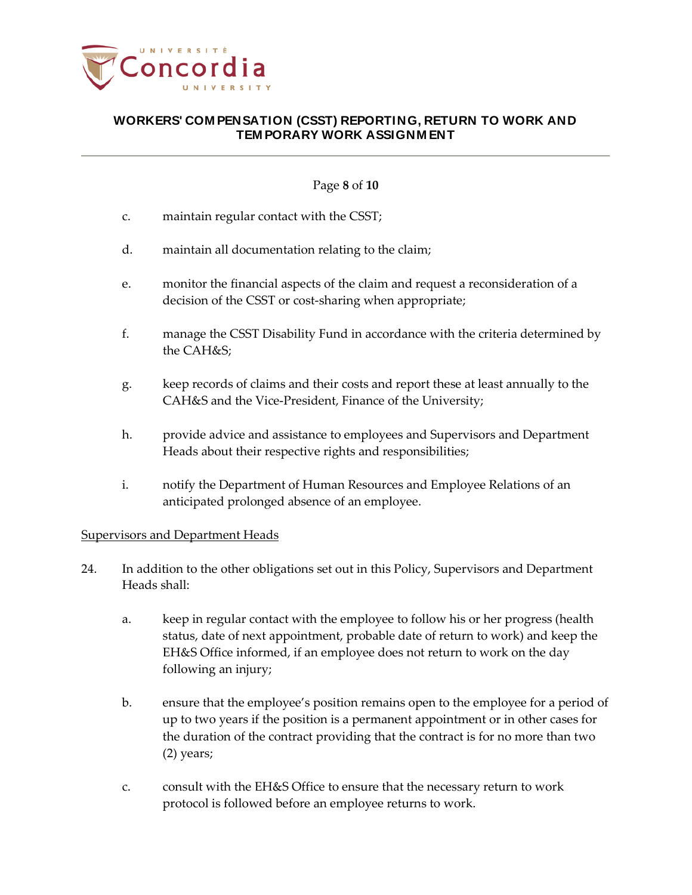c. maintain regular contact with the CSST;

d. maintain all documentation relating to the claim;

e. monitor the financial aspects of the claim and request a reconsideration of a decision of the CSST or cost-sharing when appropriate;

f. manage the CSST Disability Fund in accordance with the criteria determined by the CAH&S;

g. keep records of claims and their costs and report these at least annually to the CAH&S and the Vice-President, Finance of the University;

h. provide advice and assistance to employees and Supervisors and Department Heads about their respective rights and responsibilities;

i. notify the Department of Human Resources and Employee Relations of an anticipated prolonged absence of an employee.

<u>Supervisors and Department Heads</u>

24. In addition to the other obligations set out in this Policy, Supervisors and Department Heads shall:

   a. keep in regular contact with the employee to follow his or her progress (health status, date of next appointment, probable date of return to work) and keep the EH&S Office informed, if an employee does not return to work on the day following an injury;

   b. ensure that the employee's position remains open to the employee for a period of up to two years if the position is a permanent appointment or in other cases for the duration of the contract providing that the contract is for no more than two (2) years;

   c. consult with the EH&S Office to ensure that the necessary return to work protocol is followed before an employee returns to work.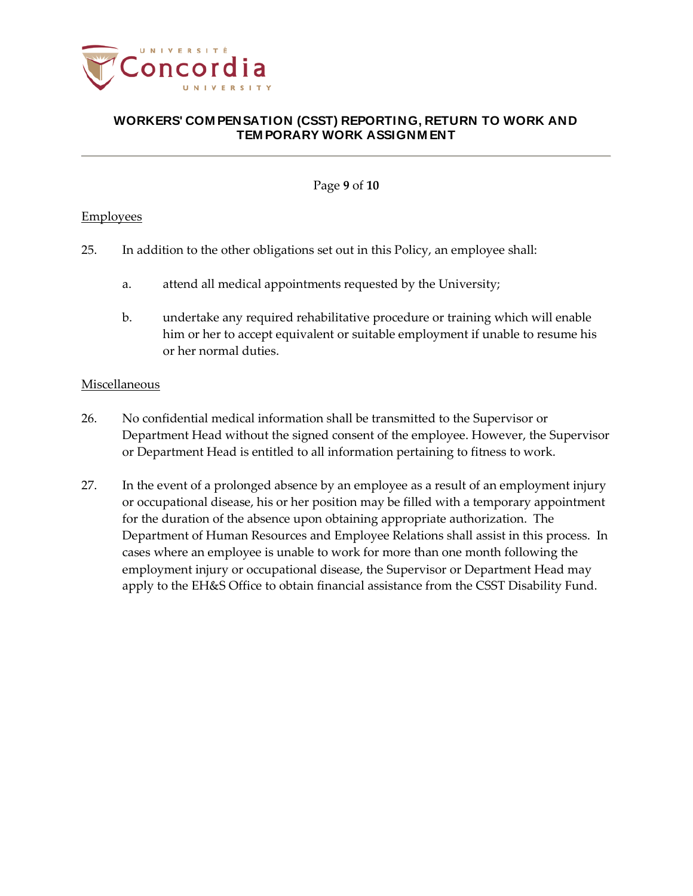Employees

25. In addition to the other obligations set out in this Policy, an employee shall:

    a. attend all medical appointments requested by the University;

    b. undertake any required rehabilitative procedure or training which will enable him or her to accept equivalent or suitable employment if unable to resume his or her normal duties.

Miscellaneous

26. No confidential medical information shall be transmitted to the Supervisor or Department Head without the signed consent of the employee. However, the Supervisor or Department Head is entitled to all information pertaining to fitness to work.

27. In the event of a prolonged absence by an employee as a result of an employment injury or occupational disease, his or her position may be filled with a temporary appointment for the duration of the absence upon obtaining appropriate authorization. The Department of Human Resources and Employee Relations shall assist in this process. In cases where an employee is unable to work for more than one month following the employment injury or occupational disease, the Supervisor or Department Head may apply to the EH&S Office to obtain financial assistance from the CSST Disability Fund.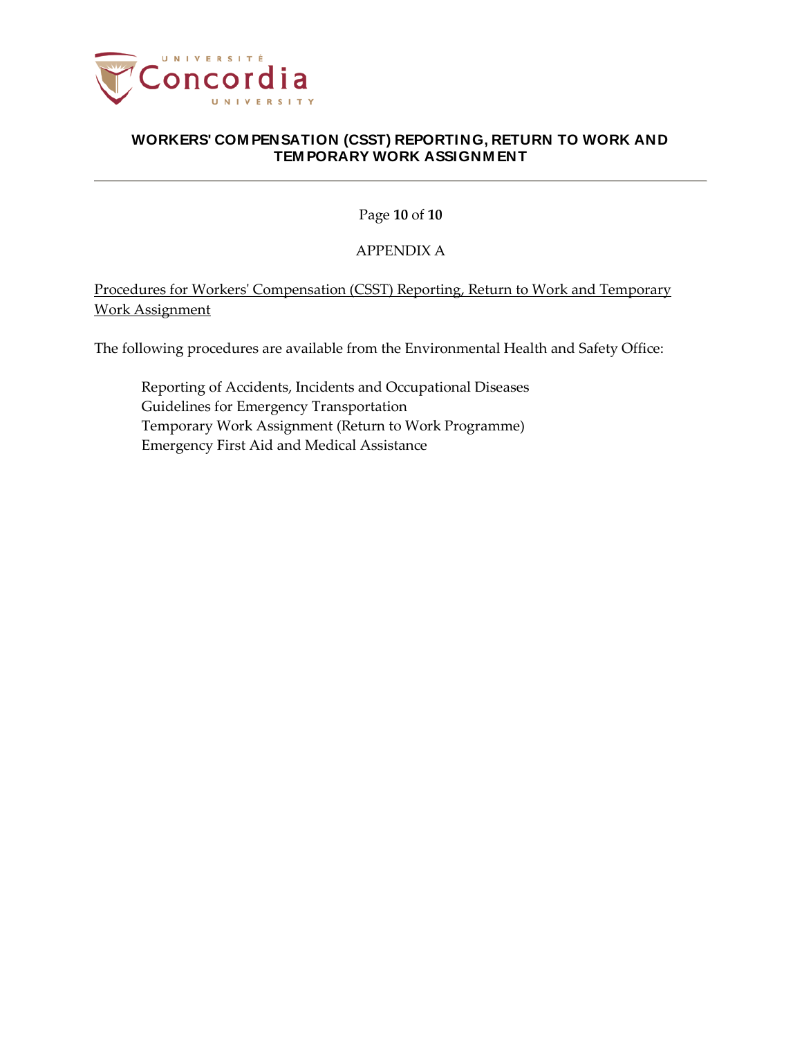## APPENDIX A

Procedures for Workers' Compensation (CSST) Reporting, Return to Work and Temporary Work Assignment

The following procedures are available from the Environmental Health and Safety Office:

- Reporting of Accidents, Incidents and Occupational Diseases
- Guidelines for Emergency Transportation
- Temporary Work Assignment (Return to Work Programme)
- Emergency First Aid and Medical Assistance